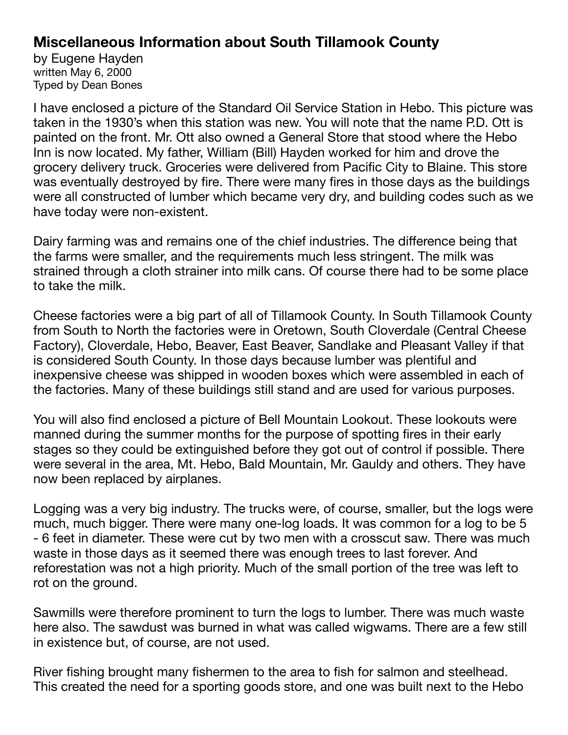# Miscellaneous Information about South Tillamook County

by Eugene Hayden
written May 6, 2000
Typed by Dean Bones

I have enclosed a picture of the Standard Oil Service Station in Hebo. This picture was taken in the 1930's when this station was new. You will note that the name P.D. Ott is painted on the front. Mr. Ott also owned a General Store that stood where the Hebo Inn is now located. My father, William (Bill) Hayden worked for him and drove the grocery delivery truck. Groceries were delivered from Pacific City to Blaine. This store was eventually destroyed by fire. There were many fires in those days as the buildings were all constructed of lumber which became very dry, and building codes such as we have today were non-existent.

Dairy farming was and remains one of the chief industries. The difference being that the farms were smaller, and the requirements much less stringent. The milk was strained through a cloth strainer into milk cans. Of course there had to be some place to take the milk.

Cheese factories were a big part of all of Tillamook County. In South Tillamook County from South to North the factories were in Oretown, South Cloverdale (Central Cheese Factory), Cloverdale, Hebo, Beaver, East Beaver, Sandlake and Pleasant Valley if that is considered South County. In those days because lumber was plentiful and inexpensive cheese was shipped in wooden boxes which were assembled in each of the factories. Many of these buildings still stand and are used for various purposes.

You will also find enclosed a picture of Bell Mountain Lookout. These lookouts were manned during the summer months for the purpose of spotting fires in their early stages so they could be extinguished before they got out of control if possible. There were several in the area, Mt. Hebo, Bald Mountain, Mr. Gauldy and others. They have now been replaced by airplanes.

Logging was a very big industry. The trucks were, of course, smaller, but the logs were much, much bigger. There were many one-log loads. It was common for a log to be 5 - 6 feet in diameter. These were cut by two men with a crosscut saw. There was much waste in those days as it seemed there was enough trees to last forever. And reforestation was not a high priority. Much of the small portion of the tree was left to rot on the ground.

Sawmills were therefore prominent to turn the logs to lumber. There was much waste here also. The sawdust was burned in what was called wigwams. There are a few still in existence but, of course, are not used.

River fishing brought many fishermen to the area to fish for salmon and steelhead. This created the need for a sporting goods store, and one was built next to the Hebo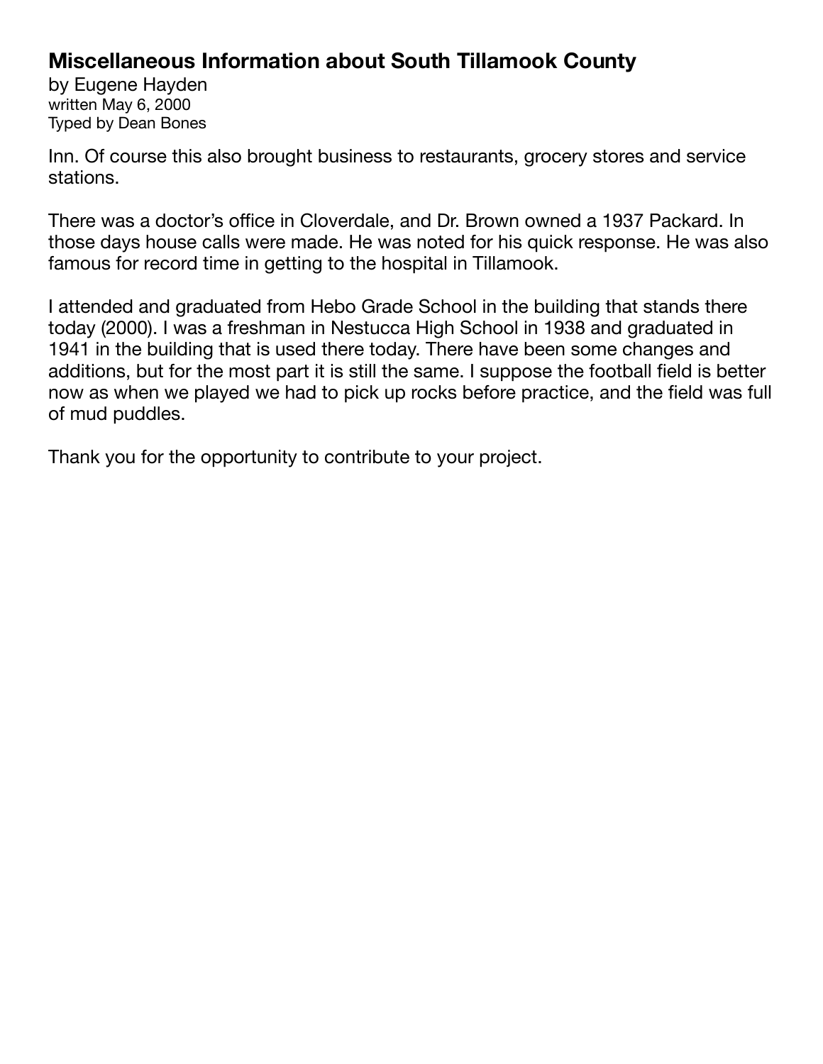Inn. Of course this also brought business to restaurants, grocery stores and service stations.

There was a doctor's office in Cloverdale, and Dr. Brown owned a 1937 Packard. In those days house calls were made. He was noted for his quick response. He was also famous for record time in getting to the hospital in Tillamook.

I attended and graduated from Hebo Grade School in the building that stands there today (2000). I was a freshman in Nestucca High School in 1938 and graduated in 1941 in the building that is used there today. There have been some changes and additions, but for the most part it is still the same. I suppose the football field is better now as when we played we had to pick up rocks before practice, and the field was full of mud puddles.

Thank you for the opportunity to contribute to your project.